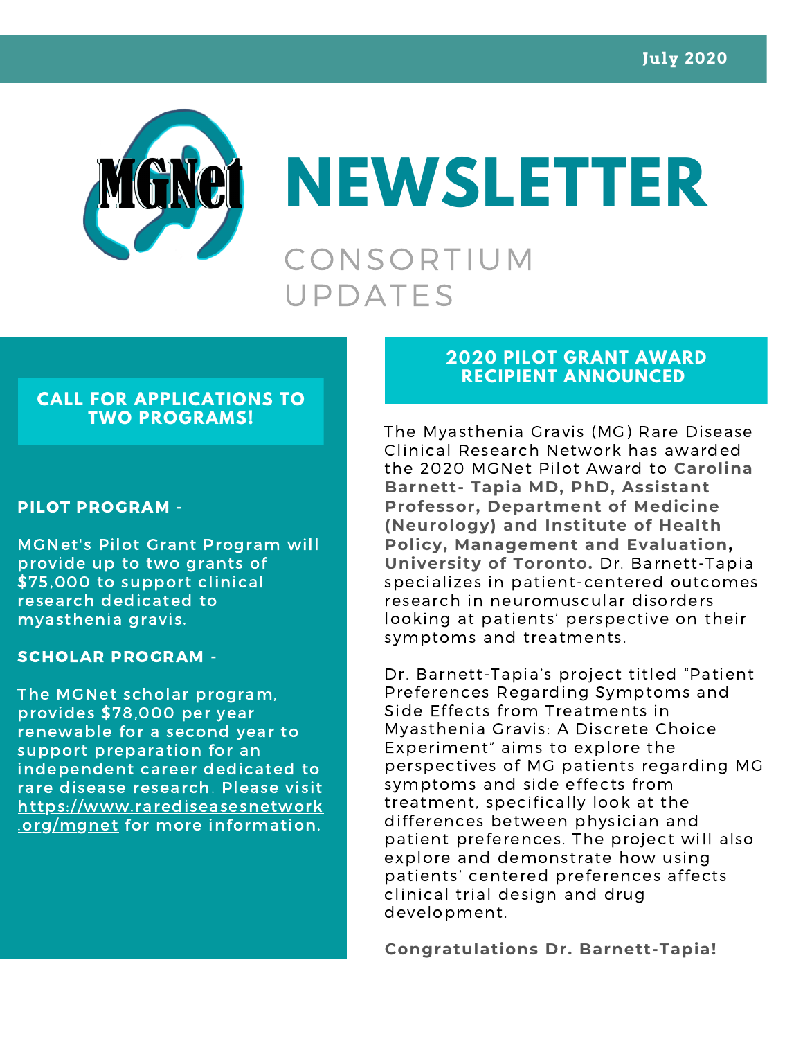July 2020

# MGNet NEWSLETTER

CONSORTIUM UPDATES

## CALL FOR APPLICATIONS TO TWO PROGRAMS!

**PILOT PROGRAM -**

MGNet's Pilot Grant Program will provide up to two grants of $75,000 to support clinical research dedicated to myasthenia gravis.

**SCHOLAR PROGRAM -**

The MGNet scholar program, provides $78,000 per year renewable for a second year to support preparation for an independent career dedicated to rare disease research. Please visit https://www.rarediseasesnetwork.org/mgnet for more information.

## 2020 PILOT GRANT AWARD RECIPIENT ANNOUNCED

The Myasthenia Gravis (MG) Rare Disease Clinical Research Network has awarded the 2020 MGNet Pilot Award to **Carolina Barnett- Tapia MD, PhD, Assistant Professor, Department of Medicine (Neurology) and Institute of Health Policy, Management and Evaluation, University of Toronto.** Dr. Barnett-Tapia specializes in patient-centered outcomes research in neuromuscular disorders looking at patients' perspective on their symptoms and treatments.

Dr. Barnett-Tapia's project titled "Patient Preferences Regarding Symptoms and Side Effects from Treatments in Myasthenia Gravis: A Discrete Choice Experiment" aims to explore the perspectives of MG patients regarding MG symptoms and side effects from treatment, specifically look at the differences between physician and patient preferences. The project will also explore and demonstrate how using patients' centered preferences affects clinical trial design and drug development.

**Congratulations Dr. Barnett-Tapia!**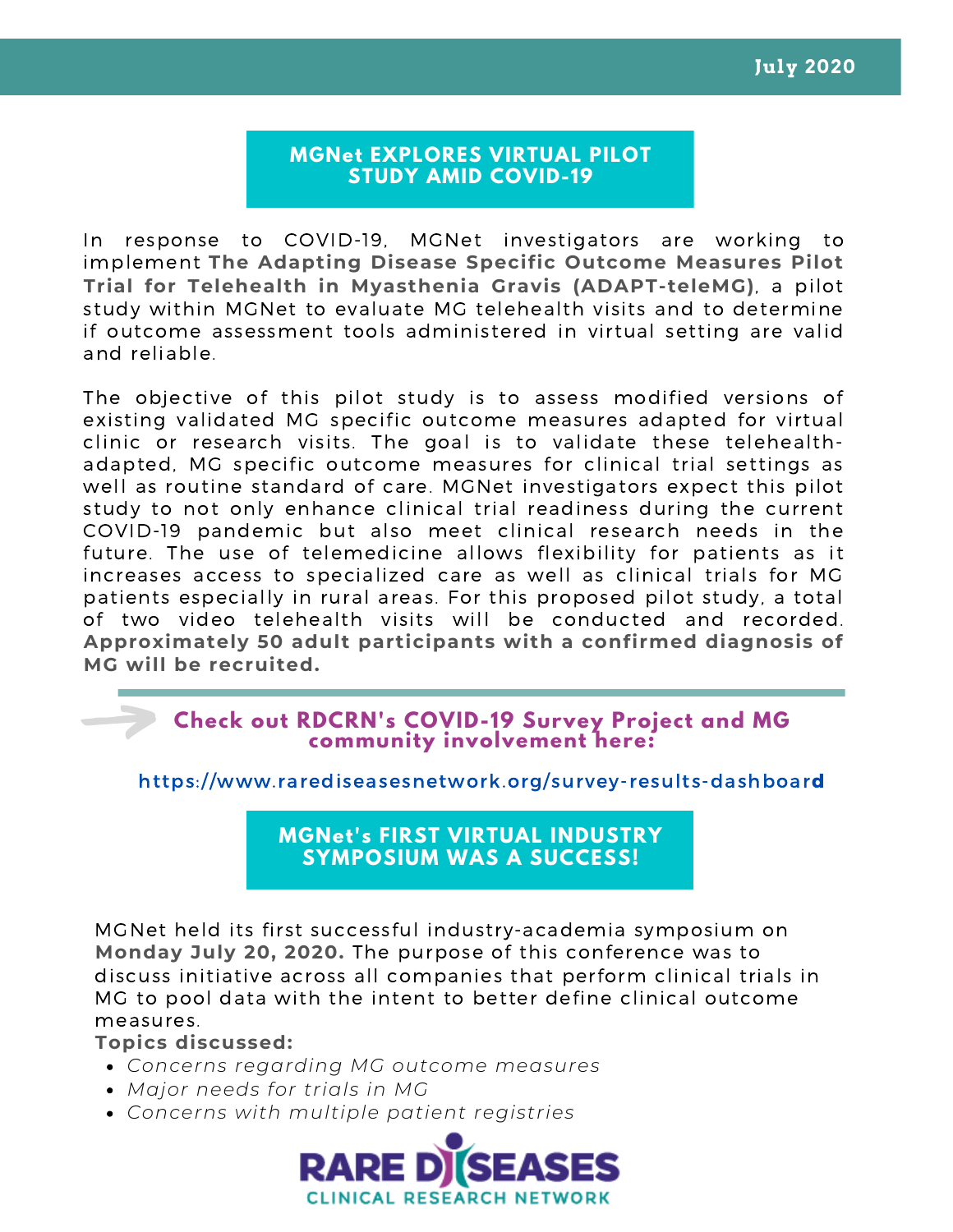July 2020

## MGNet EXPLORES VIRTUAL PILOT STUDY AMID COVID-19

In response to COVID-19, MGNet investigators are working to implement **The Adapting Disease Specific Outcome Measures Pilot Trial for Telehealth in Myasthenia Gravis (ADAPT-teleMG)**, a pilot study within MGNet to evaluate MG telehealth visits and to determine if outcome assessment tools administered in virtual setting are valid and reliable.

The objective of this pilot study is to assess modified versions of existing validated MG specific outcome measures adapted for virtual clinic or research visits. The goal is to validate these telehealth-adapted, MG specific outcome measures for clinical trial settings as well as routine standard of care. MGNet investigators expect this pilot study to not only enhance clinical trial readiness during the current COVID-19 pandemic but also meet clinical research needs in the future. The use of telemedicine allows flexibility for patients as it increases access to specialized care as well as clinical trials for MG patients especially in rural areas. For this proposed pilot study, a total of two video telehealth visits will be conducted and recorded. **Approximately 50 adult participants with a confirmed diagnosis of MG will be recruited.**

**Check out RDCRN's COVID-19 Survey Project and MG community involvement here:**

https://www.rarediseasesnetwork.org/survey-results-dashboard

## MGNet's FIRST VIRTUAL INDUSTRY SYMPOSIUM WAS A SUCCESS!

MGNet held its first successful industry-academia symposium on **Monday July 20, 2020.** The purpose of this conference was to discuss initiative across all companies that perform clinical trials in MG to pool data with the intent to better define clinical outcome measures.

**Topics discussed:**

- *Concerns regarding MG outcome measures*
- *Major needs for trials in MG*
- *Concerns with multiple patient registries*

RARE DISEASES CLINICAL RESEARCH NETWORK